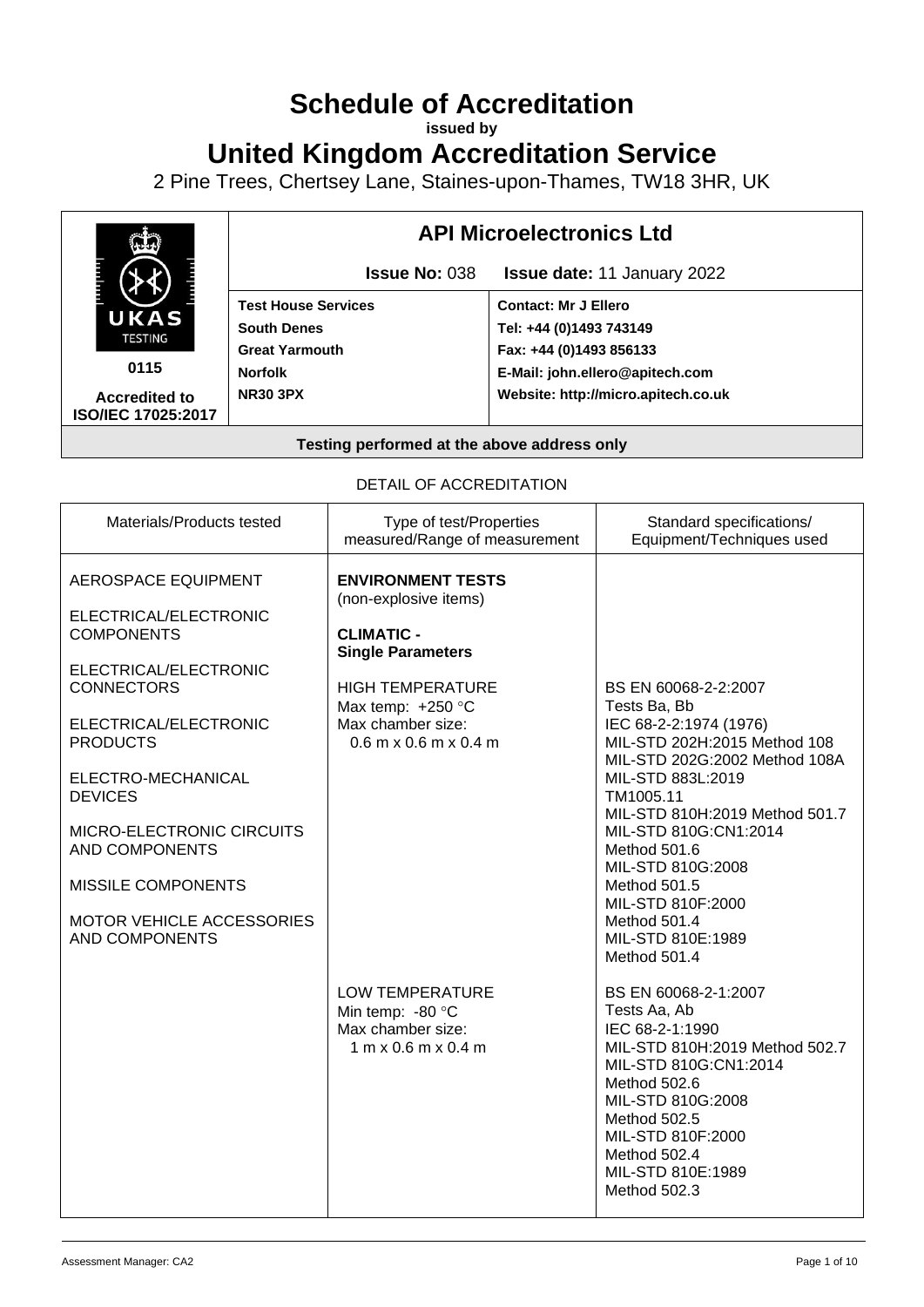# Schedule of Accreditation

**issued by**

# United Kingdom Accreditation Service

2 Pine Trees, Chertsey Lane, Staines-upon-Thames, TW18 3HR, UK

| | **API Microelectronics Ltd** | |
|---|---|---|
| | **Issue No:** 038 | **Issue date:** 11 January 2022 |
| UKAS TESTING **0115** | **Test House Services** | **Contact: Mr J Ellero** |
| | **South Denes** | **Tel: +44 (0)1493 743149** |
| | **Great Yarmouth** | **Fax: +44 (0)1493 856133** |
| | **Norfolk** | **E-Mail: john.ellero@apitech.com** |
| **Accredited to ISO/IEC 17025:2017** | **NR30 3PX** | **Website: http://micro.apitech.co.uk** |

**Testing performed at the above address only**

DETAIL OF ACCREDITATION

| Materials/Products tested | Type of test/Properties measured/Range of measurement | Standard specifications/ Equipment/Techniques used |
|---|---|---|
| AEROSPACE EQUIPMENT<br><br>ELECTRICAL/ELECTRONIC COMPONENTS<br><br>ELECTRICAL/ELECTRONIC CONNECTORS<br><br>ELECTRICAL/ELECTRONIC PRODUCTS<br><br>ELECTRO-MECHANICAL DEVICES<br><br>MICRO-ELECTRONIC CIRCUITS AND COMPONENTS<br><br>MISSILE COMPONENTS<br><br>MOTOR VEHICLE ACCESSORIES AND COMPONENTS | **ENVIRONMENT TESTS**<br>(non-explosive items)<br><br>**CLIMATIC -**<br>**Single Parameters**<br><br>HIGH TEMPERATURE<br>Max temp: +250 °C<br>Max chamber size:<br>0.6 m x 0.6 m x 0.4 m | BS EN 60068-2-2:2007<br>Tests Ba, Bb<br>IEC 68-2-2:1974 (1976)<br>MIL-STD 202H:2015 Method 108<br>MIL-STD 202G:2002 Method 108A<br>MIL-STD 883L:2019<br>TM1005.11<br>MIL-STD 810H:2019 Method 501.7<br>MIL-STD 810G:CN1:2014<br>Method 501.6<br>MIL-STD 810G:2008<br>Method 501.5<br>MIL-STD 810F:2000<br>Method 501.4<br>MIL-STD 810E:1989<br>Method 501.4 |
| | LOW TEMPERATURE<br>Min temp: -80 °C<br>Max chamber size:<br>1 m x 0.6 m x 0.4 m | BS EN 60068-2-1:2007<br>Tests Aa, Ab<br>IEC 68-2-1:1990<br>MIL-STD 810H:2019 Method 502.7<br>MIL-STD 810G:CN1:2014<br>Method 502.6<br>MIL-STD 810G:2008<br>Method 502.5<br>MIL-STD 810F:2000<br>Method 502.4<br>MIL-STD 810E:1989<br>Method 502.3 |

Assessment Manager: CA2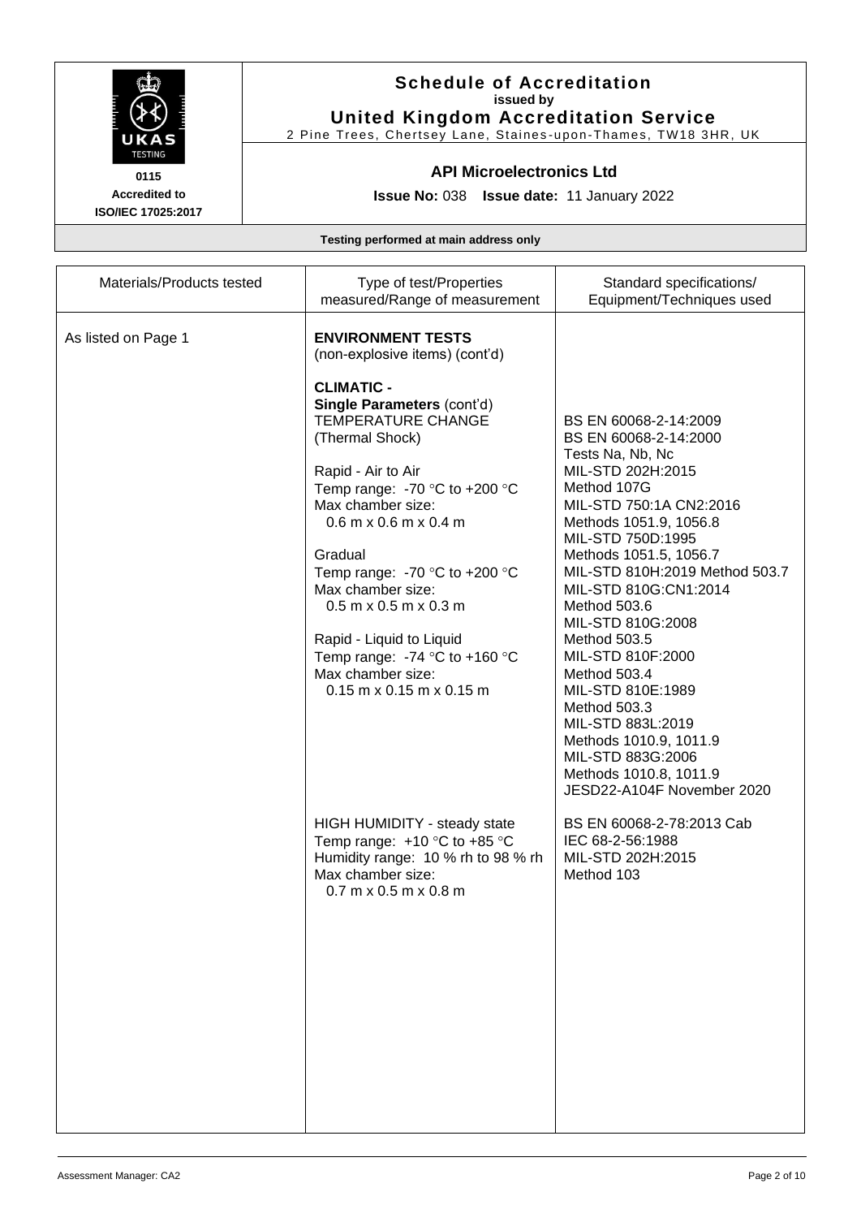# Schedule of Accreditation

**issued by**

**United Kingdom Accreditation Service**

2 Pine Trees, Chertsey Lane, Staines-upon-Thames, TW18 3HR, UK

UKAS TESTING

**0115**

**Accredited to ISO/IEC 17025:2017**

## API Microelectronics Ltd

**Issue No:** 038 **Issue date:** 11 January 2022

**Testing performed at main address only**

| Materials/Products tested | Type of test/Properties measured/Range of measurement | Standard specifications/ Equipment/Techniques used |
|---|---|---|
| As listed on Page 1 | **ENVIRONMENT TESTS** (non-explosive items) (cont'd) | |
| | **CLIMATIC -** **Single Parameters** (cont'd) TEMPERATURE CHANGE (Thermal Shock) | BS EN 60068-2-14:2009<br>BS EN 60068-2-14:2000<br>Tests Na, Nb, Nc<br>MIL-STD 202H:2015<br>Method 107G<br>MIL-STD 750:1A CN2:2016<br>Methods 1051.9, 1056.8<br>MIL-STD 750D:1995<br>Methods 1051.5, 1056.7<br>MIL-STD 810H:2019 Method 503.7<br>MIL-STD 810G:CN1:2014<br>Method 503.6<br>MIL-STD 810G:2008<br>Method 503.5<br>MIL-STD 810F:2000<br>Method 503.4<br>MIL-STD 810E:1989<br>Method 503.3<br>MIL-STD 883L:2019<br>Methods 1010.9, 1011.9<br>MIL-STD 883G:2006<br>Methods 1010.8, 1011.9<br>JESD22-A104F November 2020 |
| | Rapid - Air to Air<br>Temp range: -70 °C to +200 °C<br>Max chamber size:<br>0.6 m x 0.6 m x 0.4 m | |
| | Gradual<br>Temp range: -70 °C to +200 °C<br>Max chamber size:<br>0.5 m x 0.5 m x 0.3 m | |
| | Rapid - Liquid to Liquid<br>Temp range: -74 °C to +160 °C<br>Max chamber size:<br>0.15 m x 0.15 m x 0.15 m | |
| | HIGH HUMIDITY - steady state<br>Temp range: +10 °C to +85 °C<br>Humidity range: 10 % rh to 98 % rh<br>Max chamber size:<br>0.7 m x 0.5 m x 0.8 m | BS EN 60068-2-78:2013 Cab<br>IEC 68-2-56:1988<br>MIL-STD 202H:2015<br>Method 103 |

Assessment Manager: CA2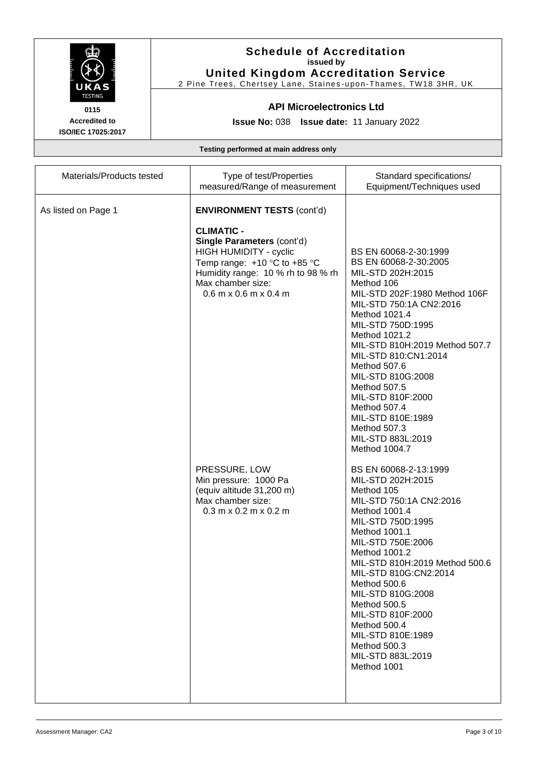**Schedule of Accreditation**
**issued by**
**United Kingdom Accreditation Service**
2 Pine Trees, Chertsey Lane, Staines-upon-Thames, TW18 3HR, UK

**0115**
**Accredited to**
**ISO/IEC 17025:2017**

**API Microelectronics Ltd**

**Issue No:** 038 **Issue date:** 11 January 2022

**Testing performed at main address only**

| Materials/Products tested | Type of test/Properties measured/Range of measurement | Standard specifications/ Equipment/Techniques used |
|---|---|---|
| As listed on Page 1 | **ENVIRONMENT TESTS** (cont'd)<br><br>**CLIMATIC -**<br>**Single Parameters** (cont'd)<br>HIGH HUMIDITY - cyclic<br>Temp range: +10 °C to +85 °C<br>Humidity range: 10 % rh to 98 % rh<br>Max chamber size:<br>0.6 m x 0.6 m x 0.4 m | BS EN 60068-2-30:1999<br>BS EN 60068-2-30:2005<br>MIL-STD 202H:2015<br>Method 106<br>MIL-STD 202F:1980 Method 106F<br>MIL-STD 750:1A CN2:2016<br>Method 1021.4<br>MIL-STD 750D:1995<br>Method 1021.2<br>MIL-STD 810H:2019 Method 507.7<br>MIL-STD 810:CN1:2014<br>Method 507.6<br>MIL-STD 810G:2008<br>Method 507.5<br>MIL-STD 810F:2000<br>Method 507.4<br>MIL-STD 810E:1989<br>Method 507.3<br>MIL-STD 883L:2019<br>Method 1004.7 |
| | PRESSURE, LOW<br>Min pressure: 1000 Pa<br>(equiv altitude 31,200 m)<br>Max chamber size:<br>0.3 m x 0.2 m x 0.2 m | BS EN 60068-2-13:1999<br>MIL-STD 202H:2015<br>Method 105<br>MIL-STD 750:1A CN2:2016<br>Method 1001.4<br>MIL-STD 750D:1995<br>Method 1001.1<br>MIL-STD 750E:2006<br>Method 1001.2<br>MIL-STD 810H:2019 Method 500.6<br>MIL-STD 810G:CN2:2014<br>Method 500.6<br>MIL-STD 810G:2008<br>Method 500.5<br>MIL-STD 810F:2000<br>Method 500.4<br>MIL-STD 810E:1989<br>Method 500.3<br>MIL-STD 883L:2019<br>Method 1001 |

Assessment Manager: CA2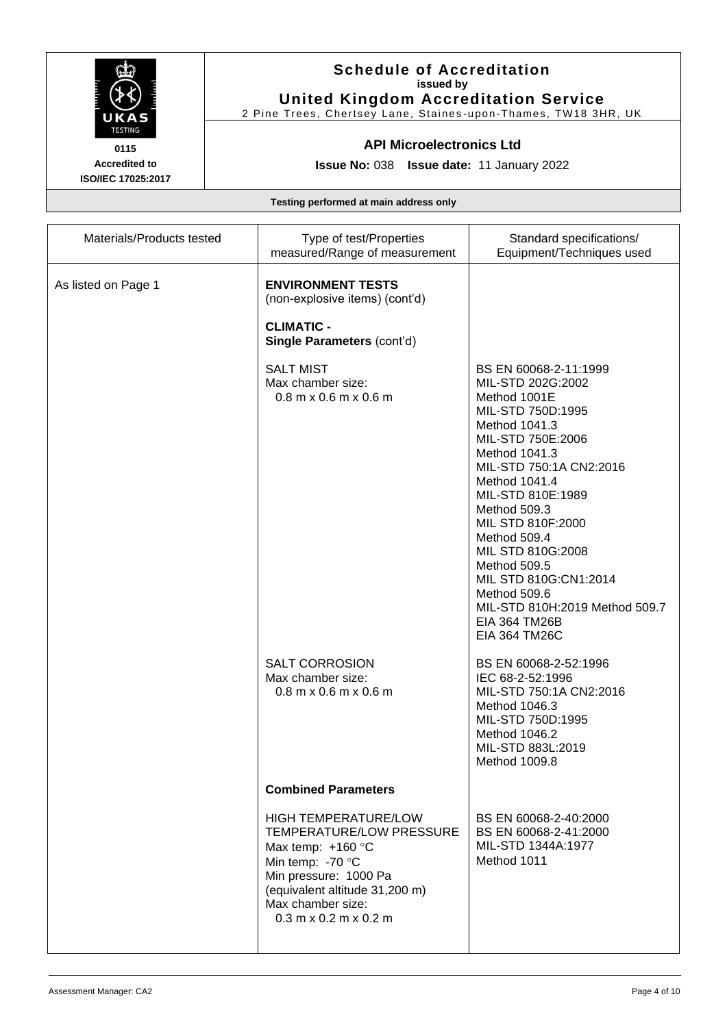# Schedule of Accreditation

**issued by**

**United Kingdom Accreditation Service**

2 Pine Trees, Chertsey Lane, Staines-upon-Thames, TW18 3HR, UK

0115
Accredited to
ISO/IEC 17025:2017

**API Microelectronics Ltd**

**Issue No:** 038 **Issue date:** 11 January 2022

**Testing performed at main address only**

| Materials/Products tested | Type of test/Properties measured/Range of measurement | Standard specifications/ Equipment/Techniques used |
|---|---|---|
| As listed on Page 1 | **ENVIRONMENT TESTS** (non-explosive items) (cont'd)<br><br>**CLIMATIC -**<br>**Single Parameters** (cont'd) | |
| | SALT MIST<br>Max chamber size:<br>0.8 m x 0.6 m x 0.6 m | BS EN 60068-2-11:1999<br>MIL-STD 202G:2002<br>Method 1001E<br>MIL-STD 750D:1995<br>Method 1041.3<br>MIL-STD 750E:2006<br>Method 1041.3<br>MIL-STD 750:1A CN2:2016<br>Method 1041.4<br>MIL-STD 810E:1989<br>Method 509.3<br>MIL STD 810F:2000<br>Method 509.4<br>MIL STD 810G:2008<br>Method 509.5<br>MIL STD 810G:CN1:2014<br>Method 509.6<br>MIL-STD 810H:2019 Method 509.7<br>EIA 364 TM26B<br>EIA 364 TM26C |
| | SALT CORROSION<br>Max chamber size:<br>0.8 m x 0.6 m x 0.6 m | BS EN 60068-2-52:1996<br>IEC 68-2-52:1996<br>MIL-STD 750:1A CN2:2016<br>Method 1046.3<br>MIL-STD 750D:1995<br>Method 1046.2<br>MIL-STD 883L:2019<br>Method 1009.8 |
| | **Combined Parameters** | |
| | HIGH TEMPERATURE/LOW TEMPERATURE/LOW PRESSURE<br>Max temp: +160 °C<br>Min temp: -70 °C<br>Min pressure: 1000 Pa<br>(equivalent altitude 31,200 m)<br>Max chamber size:<br>0.3 m x 0.2 m x 0.2 m | BS EN 60068-2-40:2000<br>BS EN 60068-2-41:2000<br>MIL-STD 1344A:1977<br>Method 1011 |

Assessment Manager: CA2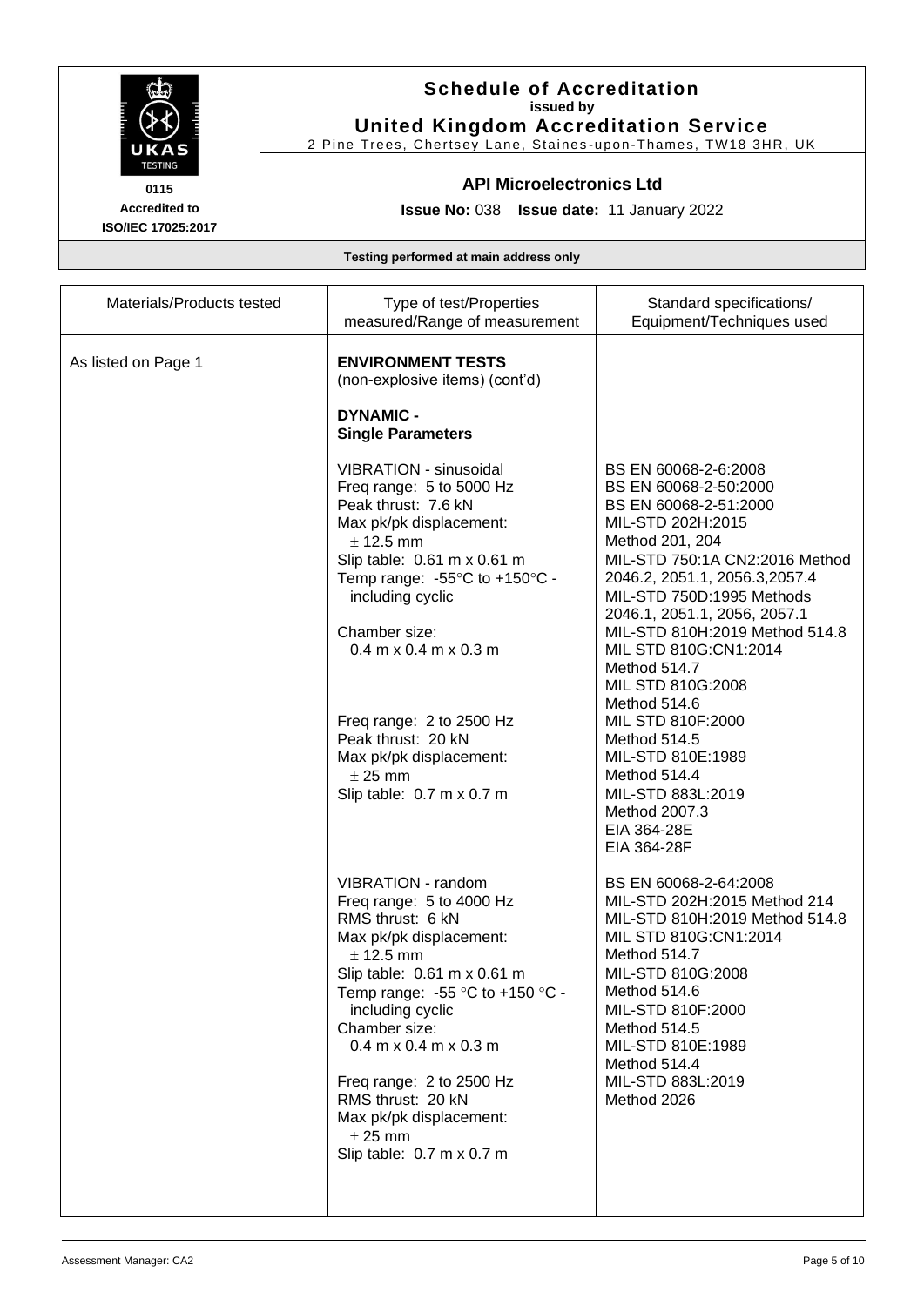**Schedule of Accreditation**
**issued by**
**United Kingdom Accreditation Service**
2 Pine Trees, Chertsey Lane, Staines-upon-Thames, TW18 3HR, UK

UKAS TESTING
**0115**
**Accredited to ISO/IEC 17025:2017**

**API Microelectronics Ltd**

**Issue No:** 038 **Issue date:** 11 January 2022

**Testing performed at main address only**

| Materials/Products tested | Type of test/Properties measured/Range of measurement | Standard specifications/ Equipment/Techniques used |
|---|---|---|
| As listed on Page 1 | **ENVIRONMENT TESTS** (non-explosive items) (cont'd)<br><br>**DYNAMIC - Single Parameters** | |
| | VIBRATION - sinusoidal<br>Freq range: 5 to 5000 Hz<br>Peak thrust: 7.6 kN<br>Max pk/pk displacement: ± 12.5 mm<br>Slip table: 0.61 m x 0.61 m<br>Temp range: -55°C to +150°C - including cyclic<br><br>Chamber size: 0.4 m x 0.4 m x 0.3 m<br><br>Freq range: 2 to 2500 Hz<br>Peak thrust: 20 kN<br>Max pk/pk displacement: ± 25 mm<br>Slip table: 0.7 m x 0.7 m | BS EN 60068-2-6:2008<br>BS EN 60068-2-50:2000<br>BS EN 60068-2-51:2000<br>MIL-STD 202H:2015 Method 201, 204<br>MIL-STD 750:1A CN2:2016 Method 2046.2, 2051.1, 2056.3,2057.4<br>MIL-STD 750D:1995 Methods 2046.1, 2051.1, 2056, 2057.1<br>MIL-STD 810H:2019 Method 514.8<br>MIL STD 810G:CN1:2014 Method 514.7<br>MIL STD 810G:2008 Method 514.6<br>MIL STD 810F:2000 Method 514.5<br>MIL-STD 810E:1989 Method 514.4<br>MIL-STD 883L:2019 Method 2007.3<br>EIA 364-28E<br>EIA 364-28F |
| | VIBRATION - random<br>Freq range: 5 to 4000 Hz<br>RMS thrust: 6 kN<br>Max pk/pk displacement: ± 12.5 mm<br>Slip table: 0.61 m x 0.61 m<br>Temp range: -55 °C to +150 °C - including cyclic<br>Chamber size: 0.4 m x 0.4 m x 0.3 m<br><br>Freq range: 2 to 2500 Hz<br>RMS thrust: 20 kN<br>Max pk/pk displacement: ± 25 mm<br>Slip table: 0.7 m x 0.7 m | BS EN 60068-2-64:2008<br>MIL-STD 202H:2015 Method 214<br>MIL-STD 810H:2019 Method 514.8<br>MIL STD 810G:CN1:2014 Method 514.7<br>MIL-STD 810G:2008 Method 514.6<br>MIL-STD 810F:2000 Method 514.5<br>MIL-STD 810E:1989 Method 514.4<br>MIL-STD 883L:2019 Method 2026 |

Assessment Manager: CA2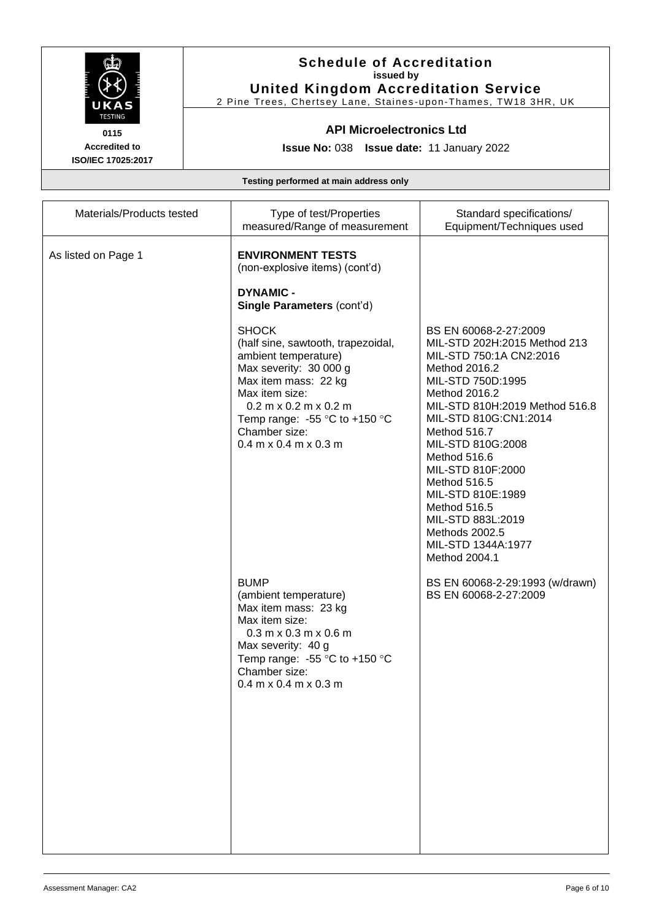**Schedule of Accreditation**
**issued by**
**United Kingdom Accreditation Service**
2 Pine Trees, Chertsey Lane, Staines-upon-Thames, TW18 3HR, UK

**0115**
**Accredited to**
**ISO/IEC 17025:2017**

**API Microelectronics Ltd**

**Issue No:** 038 **Issue date:** 11 January 2022

**Testing performed at main address only**

| Materials/Products tested | Type of test/Properties measured/Range of measurement | Standard specifications/ Equipment/Techniques used |
|---|---|---|
| As listed on Page 1 | **ENVIRONMENT TESTS** (non-explosive items) (cont'd)<br><br>**DYNAMIC - Single Parameters** (cont'd) | |
| | SHOCK<br>(half sine, sawtooth, trapezoidal, ambient temperature)<br>Max severity: 30 000 g<br>Max item mass: 22 kg<br>Max item size:<br>0.2 m x 0.2 m x 0.2 m<br>Temp range: -55 °C to +150 °C<br>Chamber size:<br>0.4 m x 0.4 m x 0.3 m | BS EN 60068-2-27:2009<br>MIL-STD 202H:2015 Method 213<br>MIL-STD 750:1A CN2:2016 Method 2016.2<br>MIL-STD 750D:1995 Method 2016.2<br>MIL-STD 810H:2019 Method 516.8<br>MIL-STD 810G:CN1:2014 Method 516.7<br>MIL-STD 810G:2008 Method 516.6<br>MIL-STD 810F:2000 Method 516.5<br>MIL-STD 810E:1989 Method 516.5<br>MIL-STD 883L:2019 Methods 2002.5<br>MIL-STD 1344A:1977 Method 2004.1 |
| | BUMP<br>(ambient temperature)<br>Max item mass: 23 kg<br>Max item size:<br>0.3 m x 0.3 m x 0.6 m<br>Max severity: 40 g<br>Temp range: -55 °C to +150 °C<br>Chamber size:<br>0.4 m x 0.4 m x 0.3 m | BS EN 60068-2-29:1993 (w/drawn)<br>BS EN 60068-2-27:2009 |

Assessment Manager: CA2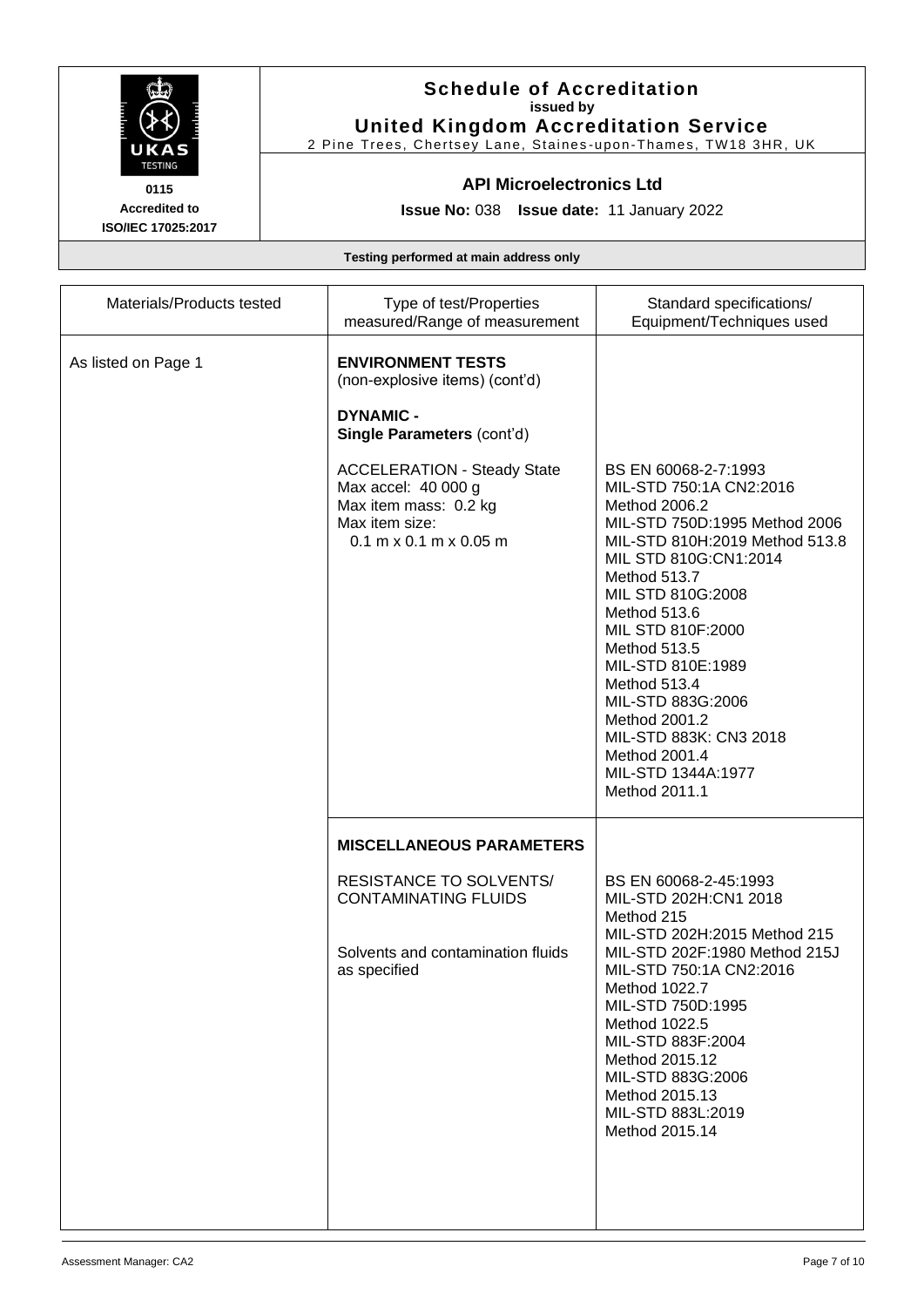**Schedule of Accreditation**
**issued by**
**United Kingdom Accreditation Service**
2 Pine Trees, Chertsey Lane, Staines-upon-Thames, TW18 3HR, UK

UKAS TESTING
0115
Accredited to
ISO/IEC 17025:2017

**API Microelectronics Ltd**

**Issue No:** 038 **Issue date:** 11 January 2022

**Testing performed at main address only**

| Materials/Products tested | Type of test/Properties measured/Range of measurement | Standard specifications/ Equipment/Techniques used |
|---|---|---|
| As listed on Page 1 | **ENVIRONMENT TESTS** (non-explosive items) (cont'd)<br><br>**DYNAMIC -**<br>**Single Parameters** (cont'd)<br><br>ACCELERATION - Steady State<br>Max accel: 40 000 g<br>Max item mass: 0.2 kg<br>Max item size:<br>0.1 m x 0.1 m x 0.05 m | BS EN 60068-2-7:1993<br>MIL-STD 750:1A CN2:2016 Method 2006.2<br>MIL-STD 750D:1995 Method 2006<br>MIL-STD 810H:2019 Method 513.8<br>MIL STD 810G:CN1:2014 Method 513.7<br>MIL STD 810G:2008 Method 513.6<br>MIL STD 810F:2000 Method 513.5<br>MIL-STD 810E:1989 Method 513.4<br>MIL-STD 883G:2006 Method 2001.2<br>MIL-STD 883K: CN3 2018 Method 2001.4<br>MIL-STD 1344A:1977 Method 2011.1 |
| | **MISCELLANEOUS PARAMETERS**<br><br>RESISTANCE TO SOLVENTS/ CONTAMINATING FLUIDS<br><br>Solvents and contamination fluids as specified | BS EN 60068-2-45:1993<br>MIL-STD 202H:CN1 2018 Method 215<br>MIL-STD 202H:2015 Method 215<br>MIL-STD 202F:1980 Method 215J<br>MIL-STD 750:1A CN2:2016 Method 1022.7<br>MIL-STD 750D:1995 Method 1022.5<br>MIL-STD 883F:2004 Method 2015.12<br>MIL-STD 883G:2006 Method 2015.13<br>MIL-STD 883L:2019 Method 2015.14 |

Assessment Manager: CA2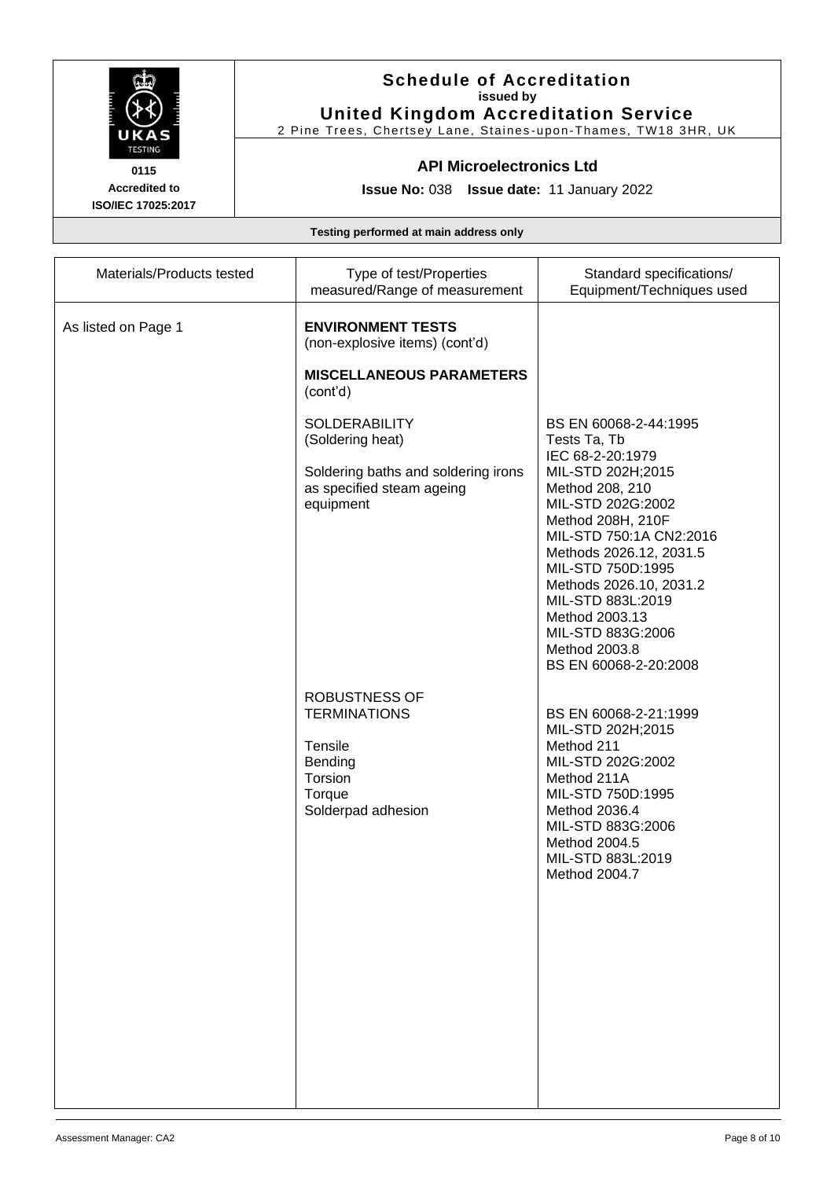# Schedule of Accreditation
issued by
**United Kingdom Accreditation Service**
2 Pine Trees, Chertsey Lane, Staines-upon-Thames, TW18 3HR, UK

0115
Accredited to
ISO/IEC 17025:2017

## API Microelectronics Ltd

**Issue No:** 038 **Issue date:** 11 January 2022

**Testing performed at main address only**

| Materials/Products tested | Type of test/Properties measured/Range of measurement | Standard specifications/ Equipment/Techniques used |
|---|---|---|
| As listed on Page 1 | **ENVIRONMENT TESTS** (non-explosive items) (cont'd)<br><br>**MISCELLANEOUS PARAMETERS** (cont'd) | |
| | SOLDERABILITY<br>(Soldering heat)<br><br>Soldering baths and soldering irons as specified steam ageing equipment | BS EN 60068-2-44:1995<br>Tests Ta, Tb<br>IEC 68-2-20:1979<br>MIL-STD 202H;2015<br>Method 208, 210<br>MIL-STD 202G:2002<br>Method 208H, 210F<br>MIL-STD 750:1A CN2:2016<br>Methods 2026.12, 2031.5<br>MIL-STD 750D:1995<br>Methods 2026.10, 2031.2<br>MIL-STD 883L:2019<br>Method 2003.13<br>MIL-STD 883G:2006<br>Method 2003.8<br>BS EN 60068-2-20:2008 |
| | ROBUSTNESS OF TERMINATIONS<br><br>Tensile<br>Bending<br>Torsion<br>Torque<br>Solderpad adhesion | BS EN 60068-2-21:1999<br>MIL-STD 202H;2015<br>Method 211<br>MIL-STD 202G:2002<br>Method 211A<br>MIL-STD 750D:1995<br>Method 2036.4<br>MIL-STD 883G:2006<br>Method 2004.5<br>MIL-STD 883L:2019<br>Method 2004.7 |

Assessment Manager: CA2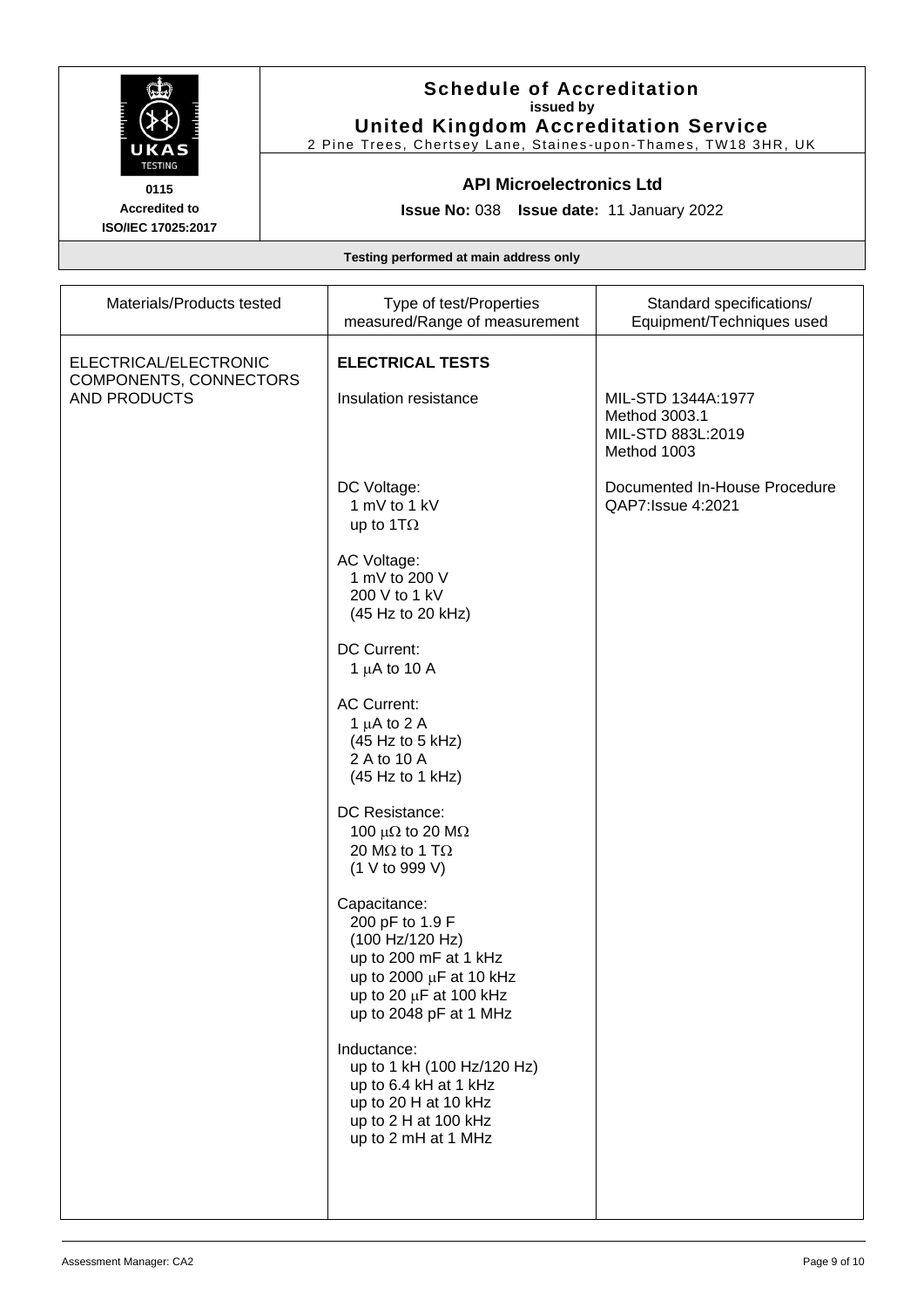# Schedule of Accreditation

**issued by**

**United Kingdom Accreditation Service**

2 Pine Trees, Chertsey Lane, Staines-upon-Thames, TW18 3HR, UK

**0115**
**Accredited to**
**ISO/IEC 17025:2017**

**API Microelectronics Ltd**

**Issue No:** 038 **Issue date:** 11 January 2022

**Testing performed at main address only**

| Materials/Products tested | Type of test/Properties measured/Range of measurement | Standard specifications/ Equipment/Techniques used |
|---|---|---|
| ELECTRICAL/ELECTRONIC COMPONENTS, CONNECTORS AND PRODUCTS | **ELECTRICAL TESTS** | |
| | Insulation resistance | MIL-STD 1344A:1977 Method 3003.1 MIL-STD 883L:2019 Method 1003 |
| | DC Voltage: 1 mV to 1 kV up to 1TΩ | Documented In-House Procedure QAP7:Issue 4:2021 |
| | AC Voltage: 1 mV to 200 V 200 V to 1 kV (45 Hz to 20 kHz) | |
| | DC Current: 1 μA to 10 A | |
| | AC Current: 1 μA to 2 A (45 Hz to 5 kHz) 2 A to 10 A (45 Hz to 1 kHz) | |
| | DC Resistance: 100 μΩ to 20 MΩ 20 MΩ to 1 TΩ (1 V to 999 V) | |
| | Capacitance: 200 pF to 1.9 F (100 Hz/120 Hz) up to 200 mF at 1 kHz up to 2000 μF at 10 kHz up to 20 μF at 100 kHz up to 2048 pF at 1 MHz | |
| | Inductance: up to 1 kH (100 Hz/120 Hz) up to 6.4 kH at 1 kHz up to 20 H at 10 kHz up to 2 H at 100 kHz up to 2 mH at 1 MHz | |

Assessment Manager: CA2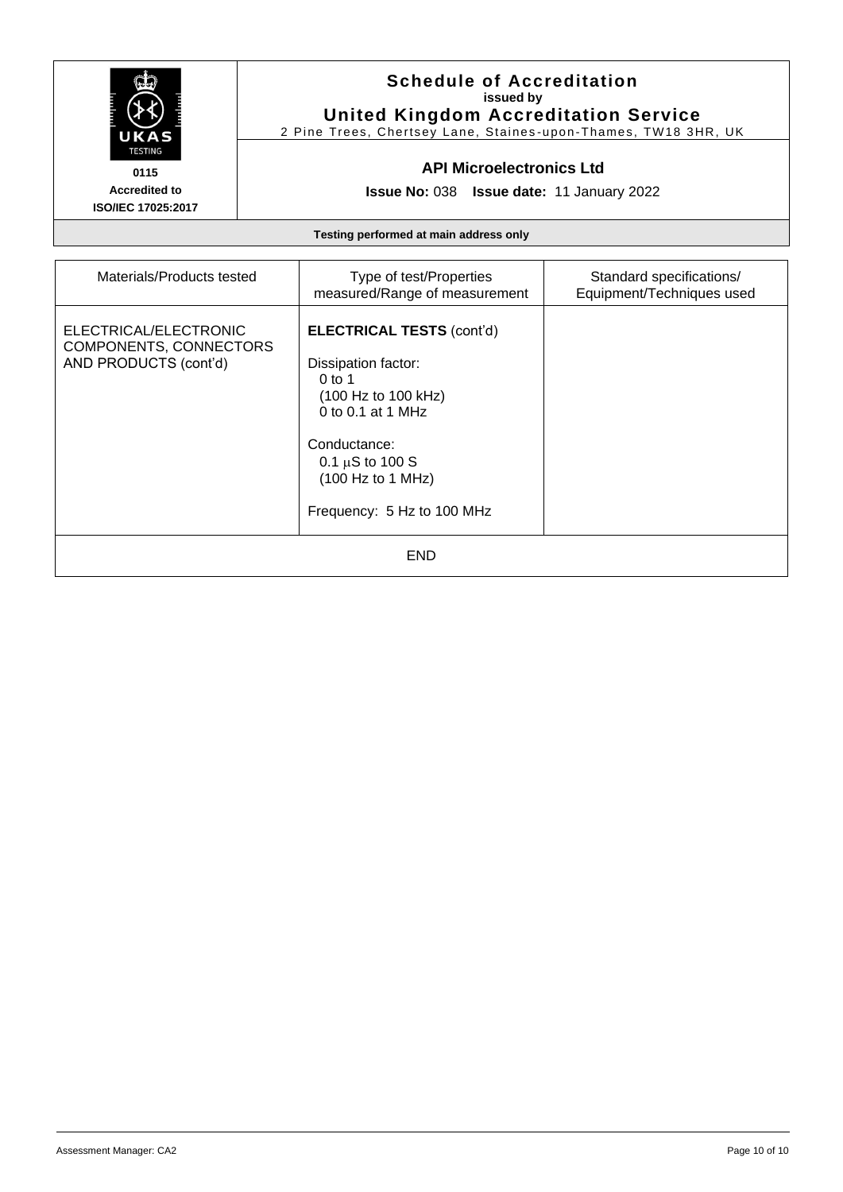| | |
|---|---|
| UKAS TESTING<br>0115<br>Accredited to<br>ISO/IEC 17025:2017 | **Schedule of Accreditation**<br>**issued by**<br>**United Kingdom Accreditation Service**<br>2 Pine Trees, Chertsey Lane, Staines-upon-Thames, TW18 3HR, UK<br>**API Microelectronics Ltd**<br>**Issue No:** 038 **Issue date:** 11 January 2022 |

**Testing performed at main address only**

| Materials/Products tested | Type of test/Properties measured/Range of measurement | Standard specifications/ Equipment/Techniques used |
|---|---|---|
| ELECTRICAL/ELECTRONIC COMPONENTS, CONNECTORS AND PRODUCTS (cont'd) | **ELECTRICAL TESTS** (cont'd)<br><br>Dissipation factor:<br>0 to 1<br>(100 Hz to 100 kHz)<br>0 to 0.1 at 1 MHz<br><br>Conductance:<br>0.1 μS to 100 S<br>(100 Hz to 1 MHz)<br><br>Frequency: 5 Hz to 100 MHz | |
| END | | |

Assessment Manager: CA2